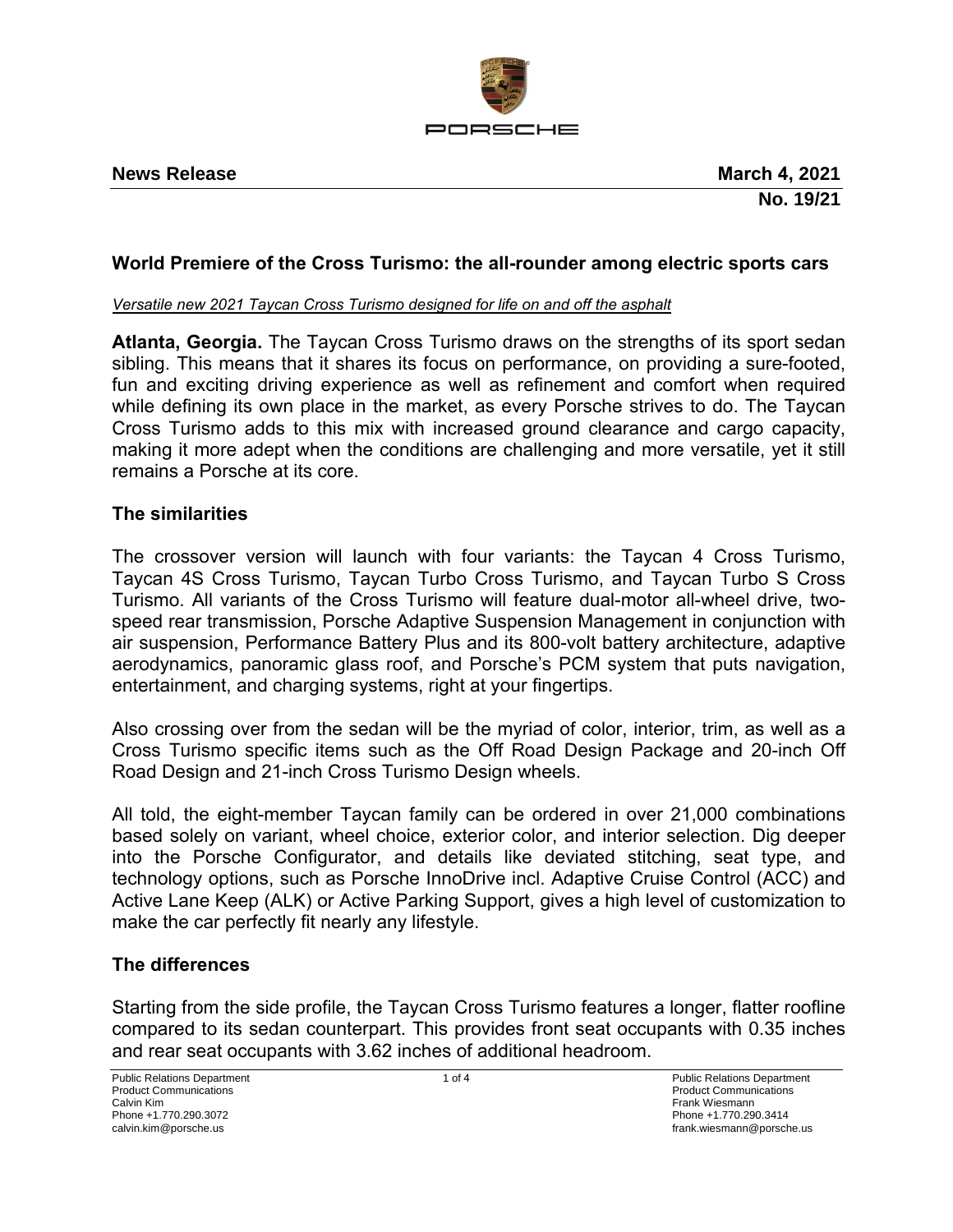**News Release** **March 4, 2021**

**No. 19/21**

## World Premiere of the Cross Turismo: the all-rounder among electric sports cars

*Versatile new 2021 Taycan Cross Turismo designed for life on and off the asphalt*

**Atlanta, Georgia.** The Taycan Cross Turismo draws on the strengths of its sport sedan sibling. This means that it shares its focus on performance, on providing a sure-footed, fun and exciting driving experience as well as refinement and comfort when required while defining its own place in the market, as every Porsche strives to do. The Taycan Cross Turismo adds to this mix with increased ground clearance and cargo capacity, making it more adept when the conditions are challenging and more versatile, yet it still remains a Porsche at its core.

### The similarities

The crossover version will launch with four variants: the Taycan 4 Cross Turismo, Taycan 4S Cross Turismo, Taycan Turbo Cross Turismo, and Taycan Turbo S Cross Turismo. All variants of the Cross Turismo will feature dual-motor all-wheel drive, two-speed rear transmission, Porsche Adaptive Suspension Management in conjunction with air suspension, Performance Battery Plus and its 800-volt battery architecture, adaptive aerodynamics, panoramic glass roof, and Porsche's PCM system that puts navigation, entertainment, and charging systems, right at your fingertips.

Also crossing over from the sedan will be the myriad of color, interior, trim, as well as a Cross Turismo specific items such as the Off Road Design Package and 20-inch Off Road Design and 21-inch Cross Turismo Design wheels.

All told, the eight-member Taycan family can be ordered in over 21,000 combinations based solely on variant, wheel choice, exterior color, and interior selection. Dig deeper into the Porsche Configurator, and details like deviated stitching, seat type, and technology options, such as Porsche InnoDrive incl. Adaptive Cruise Control (ACC) and Active Lane Keep (ALK) or Active Parking Support, gives a high level of customization to make the car perfectly fit nearly any lifestyle.

### The differences

Starting from the side profile, the Taycan Cross Turismo features a longer, flatter roofline compared to its sedan counterpart. This provides front seat occupants with 0.35 inches and rear seat occupants with 3.62 inches of additional headroom.

Public Relations Department
Product Communications
Calvin Kim
Phone +1.770.290.3072
calvin.kim@porsche.us

Public Relations Department
Product Communications
Frank Wiesmann
Phone +1.770.290.3414
frank.wiesmann@porsche.us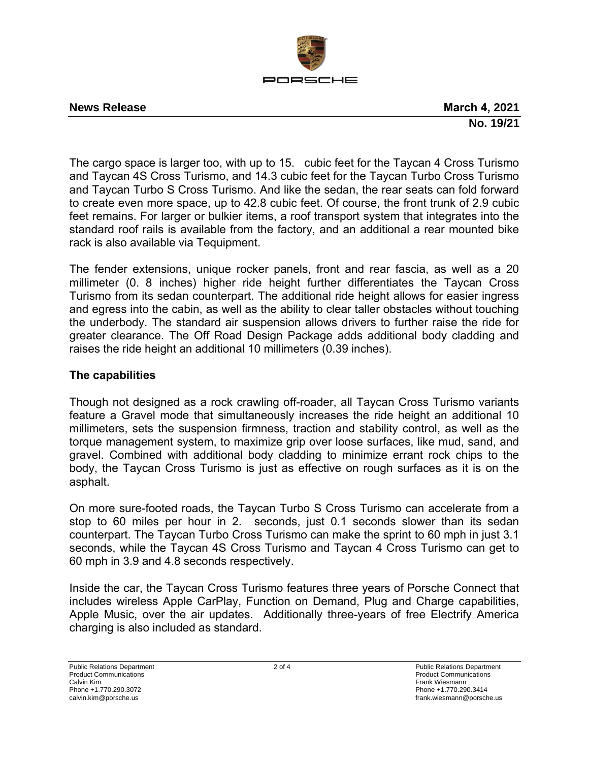**News Release** **March 4, 2021**
**No. 19/21**

The cargo space is larger too, with up to 15.  cubic feet for the Taycan 4 Cross Turismo and Taycan 4S Cross Turismo, and 14.3 cubic feet for the Taycan Turbo Cross Turismo and Taycan Turbo S Cross Turismo. And like the sedan, the rear seats can fold forward to create even more space, up to 42.8 cubic feet. Of course, the front trunk of 2.9 cubic feet remains. For larger or bulkier items, a roof transport system that integrates into the standard roof rails is available from the factory, and an additional a rear mounted bike rack is also available via Tequipment.

The fender extensions, unique rocker panels, front and rear fascia, as well as a 20 millimeter (0. 8 inches) higher ride height further differentiates the Taycan Cross Turismo from its sedan counterpart. The additional ride height allows for easier ingress and egress into the cabin, as well as the ability to clear taller obstacles without touching the underbody. The standard air suspension allows drivers to further raise the ride for greater clearance. The Off Road Design Package adds additional body cladding and raises the ride height an additional 10 millimeters (0.39 inches).

## The capabilities

Though not designed as a rock crawling off-roader, all Taycan Cross Turismo variants feature a Gravel mode that simultaneously increases the ride height an additional 10 millimeters, sets the suspension firmness, traction and stability control, as well as the torque management system, to maximize grip over loose surfaces, like mud, sand, and gravel. Combined with additional body cladding to minimize errant rock chips to the body, the Taycan Cross Turismo is just as effective on rough surfaces as it is on the asphalt.

On more sure-footed roads, the Taycan Turbo S Cross Turismo can accelerate from a stop to 60 miles per hour in 2.  seconds, just 0.1 seconds slower than its sedan counterpart. The Taycan Turbo Cross Turismo can make the sprint to 60 mph in just 3.1 seconds, while the Taycan 4S Cross Turismo and Taycan 4 Cross Turismo can get to 60 mph in 3.9 and 4.8 seconds respectively.

Inside the car, the Taycan Cross Turismo features three years of Porsche Connect that includes wireless Apple CarPlay, Function on Demand, Plug and Charge capabilities, Apple Music, over the air updates. Additionally three-years of free Electrify America charging is also included as standard.

Public Relations Department
Product Communications
Calvin Kim
Phone +1.770.290.3072
calvin.kim@porsche.us

Public Relations Department
Product Communications
Frank Wiesmann
Phone +1.770.290.3414
frank.wiesmann@porsche.us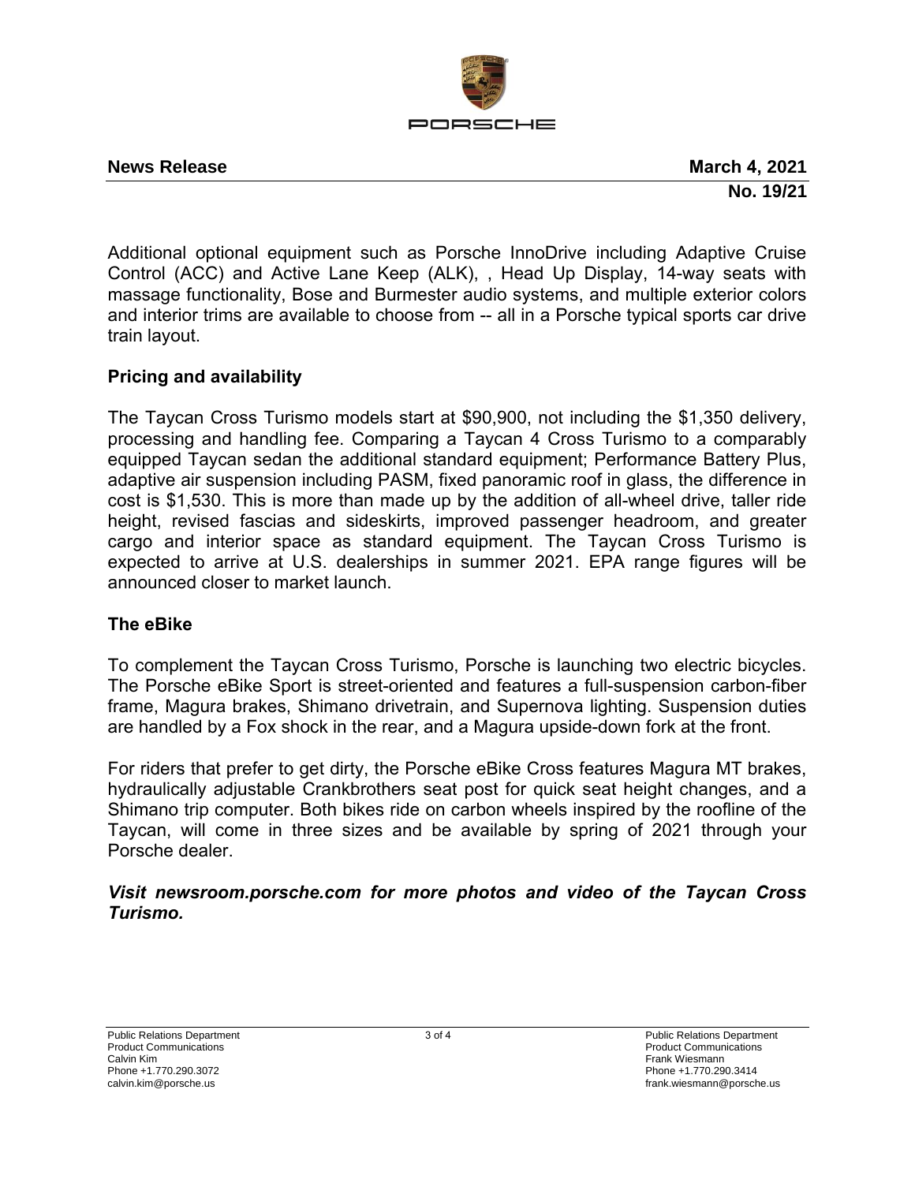**News Release** **March 4, 2021**

**No. 19/21**

Additional optional equipment such as Porsche InnoDrive including Adaptive Cruise Control (ACC) and Active Lane Keep (ALK), , Head Up Display, 14-way seats with massage functionality, Bose and Burmester audio systems, and multiple exterior colors and interior trims are available to choose from -- all in a Porsche typical sports car drive train layout.

## Pricing and availability

The Taycan Cross Turismo models start at $90,900, not including the $1,350 delivery, processing and handling fee. Comparing a Taycan 4 Cross Turismo to a comparably equipped Taycan sedan the additional standard equipment; Performance Battery Plus, adaptive air suspension including PASM, fixed panoramic roof in glass, the difference in cost is $1,530. This is more than made up by the addition of all-wheel drive, taller ride height, revised fascias and sideskirts, improved passenger headroom, and greater cargo and interior space as standard equipment. The Taycan Cross Turismo is expected to arrive at U.S. dealerships in summer 2021. EPA range figures will be announced closer to market launch.

## The eBike

To complement the Taycan Cross Turismo, Porsche is launching two electric bicycles. The Porsche eBike Sport is street-oriented and features a full-suspension carbon-fiber frame, Magura brakes, Shimano drivetrain, and Supernova lighting. Suspension duties are handled by a Fox shock in the rear, and a Magura upside-down fork at the front.

For riders that prefer to get dirty, the Porsche eBike Cross features Magura MT brakes, hydraulically adjustable Crankbrothers seat post for quick seat height changes, and a Shimano trip computer. Both bikes ride on carbon wheels inspired by the roofline of the Taycan, will come in three sizes and be available by spring of 2021 through your Porsche dealer.

***Visit newsroom.porsche.com for more photos and video of the Taycan Cross Turismo.***

Public Relations Department
Product Communications
Calvin Kim
Phone +1.770.290.3072
calvin.kim@porsche.us

Public Relations Department
Product Communications
Frank Wiesmann
Phone +1.770.290.3414
frank.wiesmann@porsche.us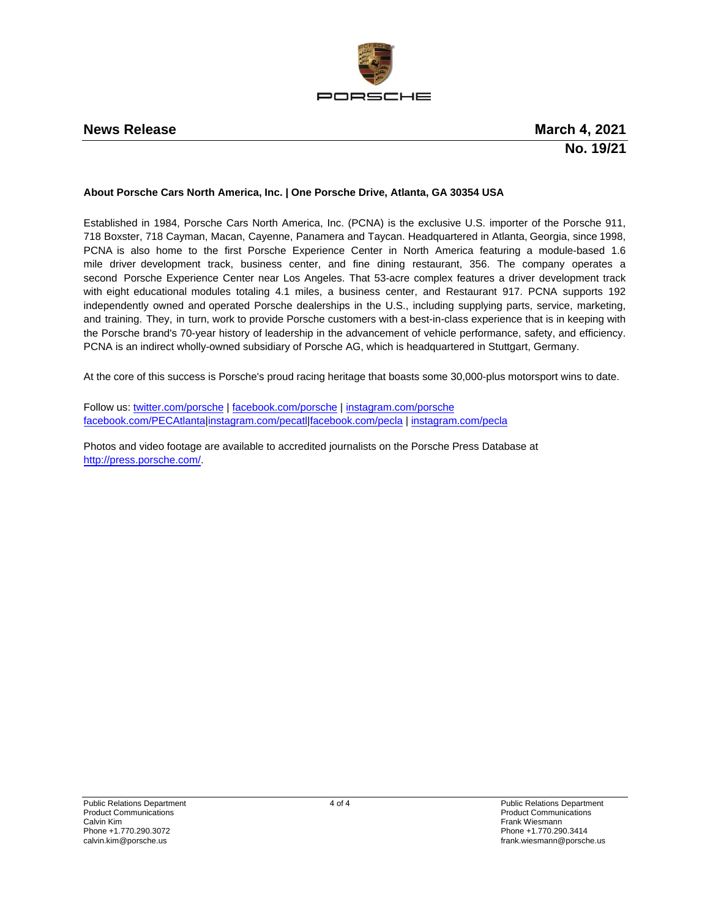**News Release** **March 4, 2021**

**No. 19/21**

**About Porsche Cars North America, Inc. | One Porsche Drive, Atlanta, GA 30354 USA**

Established in 1984, Porsche Cars North America, Inc. (PCNA) is the exclusive U.S. importer of the Porsche 911, 718 Boxster, 718 Cayman, Macan, Cayenne, Panamera and Taycan. Headquartered in Atlanta, Georgia, since 1998, PCNA is also home to the first Porsche Experience Center in North America featuring a module-based 1.6 mile driver development track, business center, and fine dining restaurant, 356. The company operates a second Porsche Experience Center near Los Angeles. That 53-acre complex features a driver development track with eight educational modules totaling 4.1 miles, a business center, and Restaurant 917. PCNA supports 192 independently owned and operated Porsche dealerships in the U.S., including supplying parts, service, marketing, and training. They, in turn, work to provide Porsche customers with a best-in-class experience that is in keeping with the Porsche brand's 70-year history of leadership in the advancement of vehicle performance, safety, and efficiency. PCNA is an indirect wholly-owned subsidiary of Porsche AG, which is headquartered in Stuttgart, Germany.

At the core of this success is Porsche's proud racing heritage that boasts some 30,000-plus motorsport wins to date.

Follow us: twitter.com/porsche | facebook.com/porsche | instagram.com/porsche
facebook.com/PECAtlanta|instagram.com/pecatl|facebook.com/pecla | instagram.com/pecla

Photos and video footage are available to accredited journalists on the Porsche Press Database at http://press.porsche.com/.

Public Relations Department
Product Communications
Calvin Kim
Phone +1.770.290.3072
calvin.kim@porsche.us

Public Relations Department
Product Communications
Frank Wiesmann
Phone +1.770.290.3414
frank.wiesmann@porsche.us